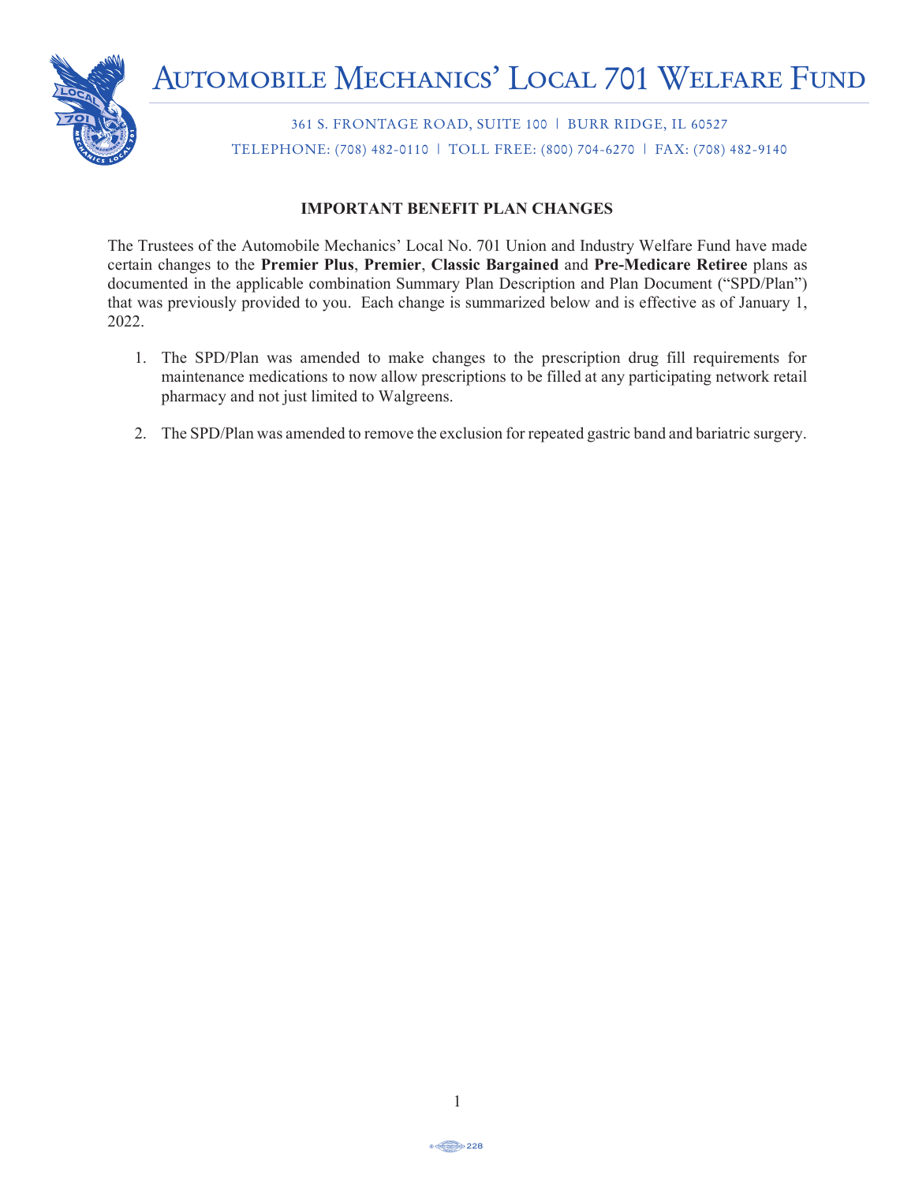# Automobile Mechanics' Local 701 Welfare Fund

361 S. FRONTAGE ROAD, SUITE 100 | BURR RIDGE, IL 60527

TELEPHONE: (708) 482-0110 | TOLL FREE: (800) 704-6270 | FAX: (708) 482-9140

## IMPORTANT BENEFIT PLAN CHANGES

The Trustees of the Automobile Mechanics' Local No. 701 Union and Industry Welfare Fund have made certain changes to the **Premier Plus**, **Premier**, **Classic Bargained** and **Pre-Medicare Retiree** plans as documented in the applicable combination Summary Plan Description and Plan Document ("SPD/Plan") that was previously provided to you. Each change is summarized below and is effective as of January 1, 2022.

1. The SPD/Plan was amended to make changes to the prescription drug fill requirements for maintenance medications to now allow prescriptions to be filled at any participating network retail pharmacy and not just limited to Walgreens.

2. The SPD/Plan was amended to remove the exclusion for repeated gastric band and bariatric surgery.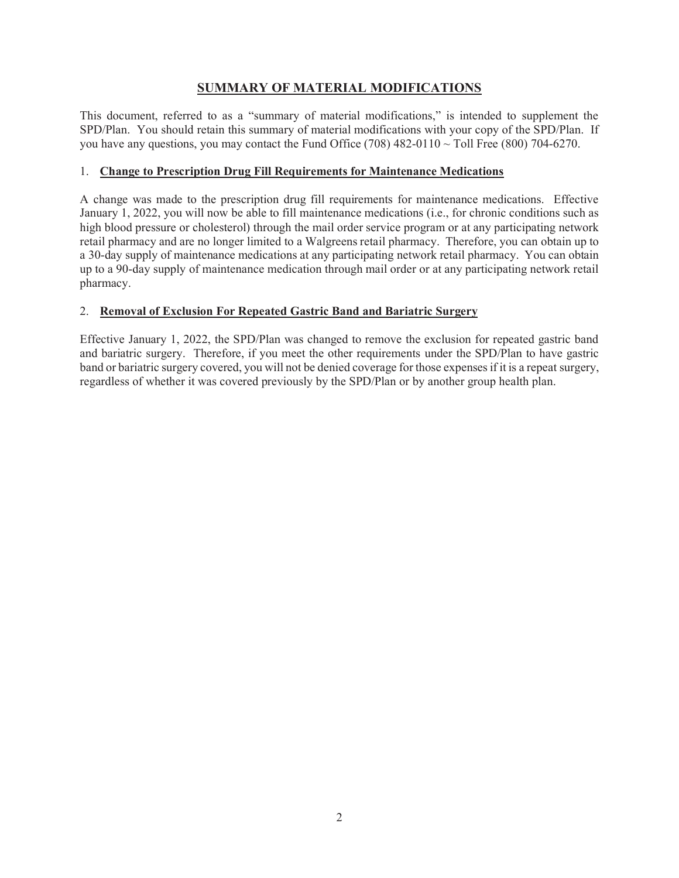## SUMMARY OF MATERIAL MODIFICATIONS

This document, referred to as a "summary of material modifications," is intended to supplement the SPD/Plan. You should retain this summary of material modifications with your copy of the SPD/Plan. If you have any questions, you may contact the Fund Office (708) 482-0110 ~ Toll Free (800) 704-6270.

1. **Change to Prescription Drug Fill Requirements for Maintenance Medications**

A change was made to the prescription drug fill requirements for maintenance medications. Effective January 1, 2022, you will now be able to fill maintenance medications (i.e., for chronic conditions such as high blood pressure or cholesterol) through the mail order service program or at any participating network retail pharmacy and are no longer limited to a Walgreens retail pharmacy. Therefore, you can obtain up to a 30-day supply of maintenance medications at any participating network retail pharmacy. You can obtain up to a 90-day supply of maintenance medication through mail order or at any participating network retail pharmacy.

2. **Removal of Exclusion For Repeated Gastric Band and Bariatric Surgery**

Effective January 1, 2022, the SPD/Plan was changed to remove the exclusion for repeated gastric band and bariatric surgery. Therefore, if you meet the other requirements under the SPD/Plan to have gastric band or bariatric surgery covered, you will not be denied coverage for those expenses if it is a repeat surgery, regardless of whether it was covered previously by the SPD/Plan or by another group health plan.